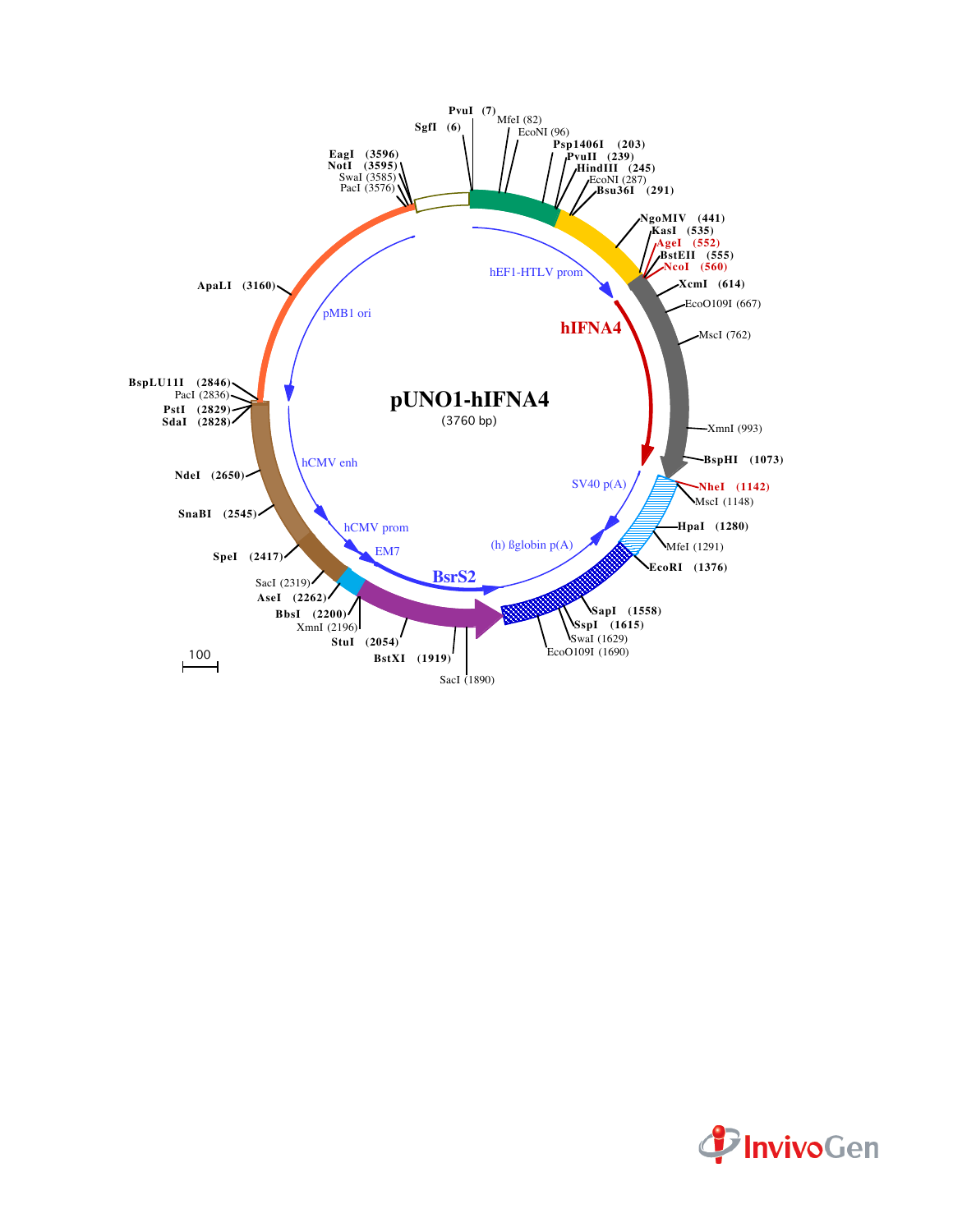# pUNO1-hIFNA4

(3760 bp)

SgfI (6)
PvuI (7)
MfeI (82)
EcoNI (96)
Psp1406I (203)
PvuII (239)
HindIII (245)
EcoNI (287)
Bsu36I (291)
NgoMIV (441)
KasI (535)
AgeI (552)
BstEII (555)
NcoI (560)
XcmI (614)
EcoO109I (667)
MscI (762)
XmnI (993)
BspHI (1073)
NheI (1142)
MscI (1148)
HpaI (1280)
MfeI (1291)
EcoRI (1376)
SapI (1558)
SspI (1615)
SwaI (1629)
EcoO109I (1690)
SacI (1890)
BstXI (1919)
StuI (2054)
XmnI (2196)
BbsI (2200)
AseI (2262)
SacI (2319)
SpeI (2417)
SnaBI (2545)
NdeI (2650)
SdaI (2828)
PstI (2829)
PacI (2836)
BspLU11I (2846)
ApaLI (3160)
PacI (3576)
SwaI (3585)
NotI (3595)
EagI (3596)

hEF1-HTLV prom
hIFNA4
SV40 p(A)
(h) ßglobin p(A)
BsrS2
EM7
hCMV prom
hCMV enh
pMB1 ori

100

InvivoGen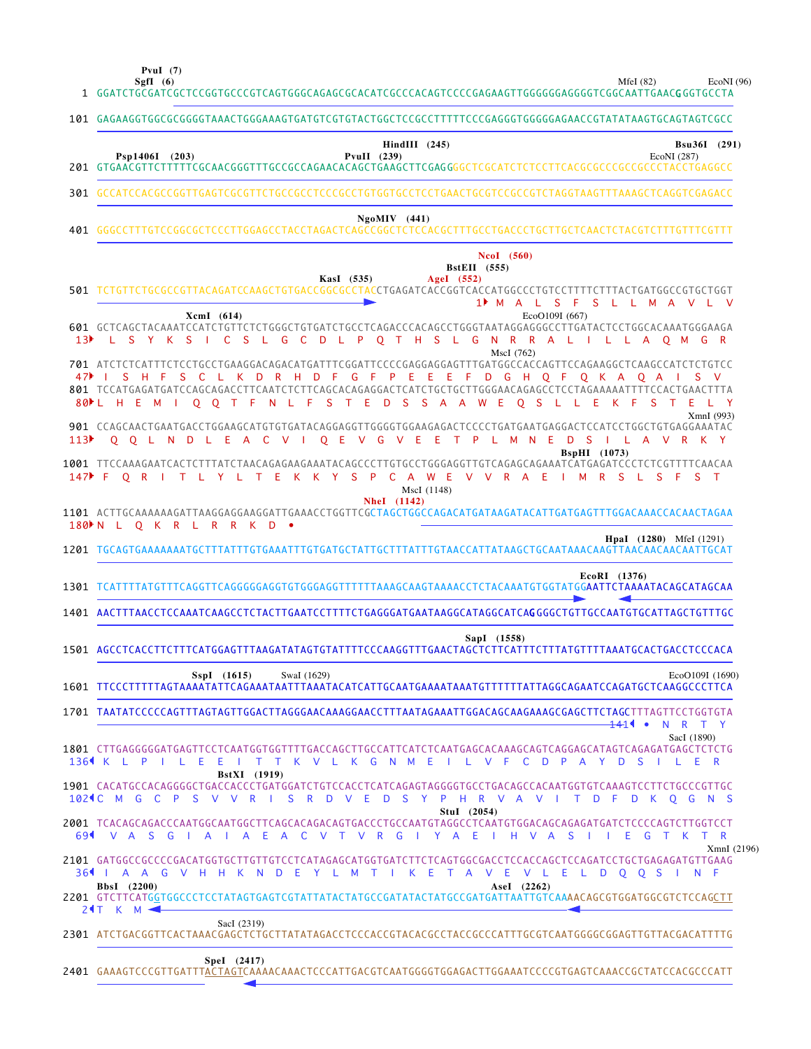```
                 PvuI  (7)
                SgfI  (6)                                                                      MfeI (82)              EcoNI (96)
   1 GGATCTGCGATCGCTCCGGTGCCCGTCAGTGGGCAGAGCGCACATCGCCCACAGTCCCCGAGAAGTTGGGGGGAGGGGTCGGCAATTGAACGGGTGCCTA

 101 GAGAAGGTGGCGCGGGGTAAACTGGGAAAGTGATGTCGTGTACTGGCTCCGCCTTTTTCCCGAGGGTGGGGGAGAACCGTATATAAGTGCAGTAGTCGCC

                                                    HindIII  (245)                                        Bsu36I  (291)
          Psp1406I  (203)                   PvuII  (239)                                          EcoNI (287)
 201 GTGAACGTTCTTTTTCGCAACGGGTTTGCCGCCAGAACACAGCTGAAGCTTCGAGGGGCTCGCATCTCTCCTTCACGCGCCCGCCGCCCTACCTGAGGCC

 301 GCCATCCACGCCGGTTGAGTCGCGTTCTGCCGCCTCCCGCCTGTGGTGCCTCCTGAACTGCGTCCGCCGTCTAGGTAAGTTTAAAGCTCAGGTCGAGACC

                                        NgoMIV  (441)
 401 GGGCCTTTGTCCGGCGCTCCCTTGGAGCCTACCTAGACTCAGCCGGCTCTCCACGCTTTGCCTGACCCTGCTTGCTCAACTCTACGTCTTTGTTTCGTTT

                                                                       NcoI  (560)
                                                                  BstEII  (555)
                                              KasI  (535)      AgeI  (552)
 501 TCTGTTCTGCGCCGTTACAGATCCAAGCTGTGACCGGCGCCTACCTGAGATCACCGGTCACCATGGCCCTGTCCTTTTCTTTACTGATGGCCGTGCTGGT
                                                                       1▸ M  A  L  S  F  S  L  L  M  A  V  L  V
                            XcmI  (614)                                                EcoO109I (667)
 601 GCTCAGCTACAAATCCATCTGTTCTCTGGGCTGTGATCTGCCTCAGACCCACAGCCTGGGTAATAGGAGGGCCTTGATACTCCTGGCACAAATGGGAAGA
  13▸  L  S  Y  K  S  I  C  S  L  G  C  D  L  P  Q  T  H  S  L  G  N  R  R  A  L  I  L  L  A  Q  M  G  R
                                                                               MscI (762)
 701 ATCTCTCATTTCTCCTGCCTGAAGGACAGACATGATTTCGGATTCCCCGAGGAGGAGTTTGATGGCCACCAGTTCCAGAAGGCTCAAGCCATCTCTGTCC
  47▸ I  S  H  F  S  C  L  K  D  R  H  D  F  G  F  P  E  E  E  F  D  G  H  Q  F  Q  K  A  Q  A  I  S  V
 801 TCCATGAGATGATCCAGCAGACCTTCAATCTCTTCAGCACAGAGGACTCATCTGCTGCTTGGGAACAGAGCCTCCTAGAAAAATTTTCCACTGAACTTTA
  80▸L  H  E  M  I  Q  Q  T  F  N  L  F  S  T  E  D  S  S  A  A  W  E  Q  S  L  L  E  K  F  S  T  E  L  Y
                                                                                                XmnI (993)
 901 CCAGCAACTGAATGACCTGGAAGCATGTGTGATACAGGAGGTTGGGGTGGAAGAGACTCCCCTGATGAATGAGGACTCCATCCTGGCTGTGAGGAAATAC
 113▸  Q  Q  L  N  D  L  E  A  C  V  I  Q  E  V  G  V  E  E  T  P  L  M  N  E  D  S  I  L  A  V  R  K  Y
                                                                                    BspHI  (1073)
1001 TTCCAAAGAATCACTCTTTATCTAACAGAGAAGAAATACAGCCCTTGTGCCTGGGAGGTTGTCAGAGCAGAAATCATGAGATCCCTCTCGTTTTCAACAA
 147▸ F  Q  R  I  T  L  Y  L  T  E  K  K  Y  S  P  C  A  W  E  V  V  R  A  E  I  M  R  S  L  S  F  S  T
                                                      MscI (1148)
                                                NheI  (1142)
1101 ACTTGCAAAAAAGATTAAGGAGGAAGGATTGAAACCTGGTTCGCTAGCTGGCCAGACATGATAAGATACATTGATGAGTTTGGACAAACCACAACTAGAA
 180▸N  L  Q  K  R  L  R  R  K  D  •
                                                                                     HpaI  (1280)  MfeI (1291)
1201 TGCAGTGAAAAAAATGCTTTATTTGTGAAATTTGTGATGCTATTGCTTTATTTGTAACCATTATAAGCTGCAATAAACAAGTTAACAACAACAATTGCAT

                                                                                    EcoRI  (1376)
1301 TCATTTTATGTTTCAGGTTCAGGGGGAGGTGTGGGAGGTTTTTTAAAGCAAGTAAAACCTCTACAAATGTGGTATGGAATTCTAAAATACAGCATAGCAA

1401 AACTTTAACCTCCAAATCAAGCCTCTACTTGAATCCTTTTCTGAGGGATGAATAAGGCATAGGCATCAGGGGCTGTTGCCAATGTGCATTAGCTGTTTGC

                                                                      SapI  (1558)
1501 AGCCTCACCTTCTTTCATGGAGTTTAAGATATAGTGTATTTTCCCAAGGTTTGAACTAGCTCTTCATTTCTTTATGTTTTAAATGCACTGACCTCCCACA

                    SspI  (1615)        SwaI (1629)                                                  EcoO109I (1690)
1601 TTCCCTTTTTAGTAAAATATTCAGAAATAATTTAAATACATCATTGCAATGAAAATAAATGTTTTTTATTAGGCAGAATCCAGATGCTCAAGGCCCTTCA

1701 TAATATCCCCCAGTTTAGTAGTTGGACTTAGGGAACAAAGGAACCTTTAATAGAATTGGACAGCAAGAAAGCGAGCTTCTAGCTTTAGTTCCTGGTGTA
                                                                                              141◂ •  N  R  T  Y
                                                                                                      SacI (1890)
1801 CTTGAGGGGGATGAGTTCCTCAATGGTGGTTTTGACCAGCTTGCCATTCATCTCAATGAGCACAAAGCAGTCAGGAGCATAGTCAGAGATGAGCTCTCTG
 136◂ K  L  P  I  L  E  E  I  T  T  K  V  L  K  G  N  M  E  I  L  V  F  C  D  P  A  Y  D  S  I  L  E  R
                          BstXI  (1919)
1901 CACATGCCACAGGGGCTGACCACCCTGATGGATCTGTCCACCTCATCAGAGTAGGGGTGCCTGACAGCCACAATGGTGTCAAAGTCCTTCTGCCCGTTGC
 102◂C  M  G  C  P  S  V  V  R  I  S  R  D  V  E  D  S  Y  P  H  R  V  A  V  I  T  D  F  D  K  Q  G  N  S
                                                                   StuI  (2054)
2001 TCACAGCAGACCCAATGGCAATGGCTTCAGCACAGACAGTGACCCTGCCAATGTAGGCCTCAATGTGGACAGCAGAGATGATCTCCCCAGTCTTGGTCCT
  69◂  V  A  S  G  I  A  I  A  E  A  C  V  T  V  R  G  I  Y  A  E  I  H  V  A  S  I  I  E  G  T  K  T  R
                                                                                                       XmnI (2196)
2101 GATGGCCGCCCCGACATGGTGCTTGTTGTCCTCATAGAGCATGGTGATCTTCTCAGTGGCGACCTCCACCAGCTCCAGATCCTGCTGAGAGATGTTGAAG
  36◂  I  A  A  G  V  H  H  K  N  D  E  Y  L  M  T  I  K  E  T  A  V  E  V  L  E  L  D  Q  Q  S  I  N  F
     BbsI  (2200)                                                        AseI  (2262)
2201 GTCTTCATGGTGGCCCTCCTATAGTGAGTCGTATTATACTATGCCGATATACTATGCCGATGATTAATTGTCAAAACAGCGTGGATGGCGTCTCCAGCTT
   2◂T  K  M
                        SacI (2319)
2301 ATCTGACGGTTCACTAAACGAGCTCTGCTTATATAGACCTCCCACCGTACACGCCTACCGCCCATTTGCGTCAATGGGGCGGAGTTGTTACGACATTTTG

                     SpeI  (2417)
2401 GAAAGTCCCGTTGATTTACTAGTCAAAACAAACTCCCATTGACGTCAATGGGGTGGAGACTTGGAAATCCCCGTGAGTCAAACCGCTATCCACGCCCATT
```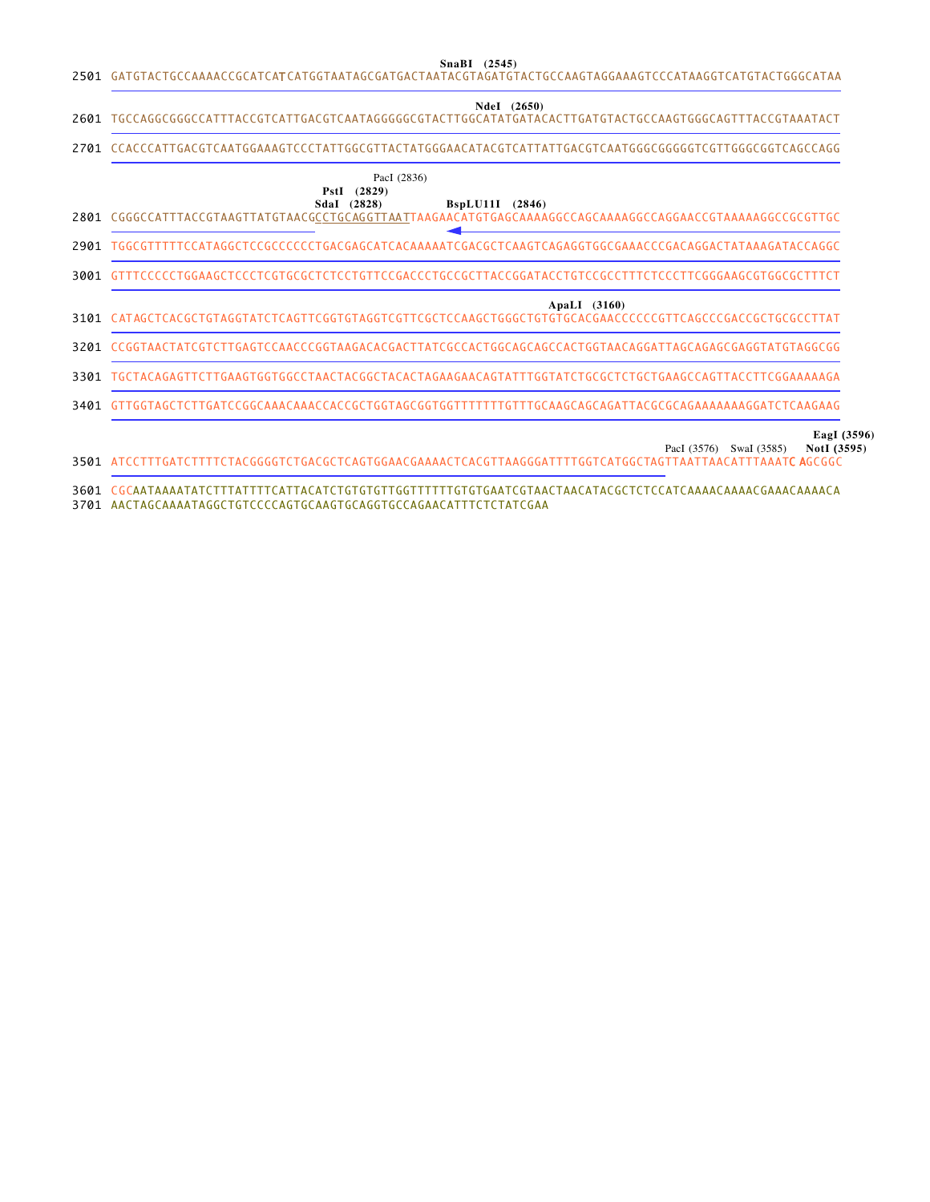```
                                                  SnaBI   (2545)
2501 GATGTACTGCCAAAACCGCATCATCATGGTAATAGCGATGACTAATACGTAGATGTACTGCCAAGTAGGAAAGTCCCATAAGGTCATGTACTGGGCATAA

                                                           NdeI   (2650)
2601 TGCCAGGCGGGCCATTTACCGTCATTGACGTCAATAGGGGGCGTACTTGGCATATGATACACTTGATGTACTGCCAAGTGGGCAGTTTACCGTAAATACT

2701 CCACCCATTGACGTCAATGGAAAGTCCCTATTGGCGTTACTATGGGAACATACGTCATTATTGACGTCAATGGGCGGGGGTCGTTGGGCGGTCAGCCAGG

                                        PacI (2836)
                                  PstI   (2829)
                                  SdaI   (2828)        BspLU11I   (2846)
2801 CGGGCCATTTACCGTAAGTTATGTAACGCCTGCAGGTTAATTAAGAACATGTGAGCAAAAGGCCAGCAAAAGGCCAGGAACCGTAAAAAGGCCGCGTTGC

2901 TGGCGTTTTTCCATAGGCTCCGCCCCCCTGACGAGCATCACAAAAATCGACGCTCAAGTCAGAGGTGGCGAAACCCGACAGGACTATAAAGATACCAGGC

3001 GTTTCCCCCTGGAAGCTCCCTCGTGCGCTCTCCTGTTCCGACCCTGCCGCTTACCGGATACCTGTCCGCCTTTCTCCCTTCGGGAAGCGTGGCGCTTTCT

                                                                 ApaLI   (3160)
3101 CATAGCTCACGCTGTAGGTATCTCAGTTCGGTGTAGGTCGTTCGCTCCAAGCTGGGCTGTGTGCACGAACCCCCCGTTCAGCCCGACCGCTGCGCCTTAT

3201 CCGGTAACTATCGTCTTGAGTCCAACCCGGTAAGACACGACTTATCGCCACTGGCAGCAGCCACTGGTAACAGGATTAGCAGAGCGAGGTATGTAGGCGG

3301 TGCTACAGAGTTCTTGAAGTGGTGGCCTAACTACGGCTACACTAGAAGAACAGTATTTGGTATCTGCGCTCTGCTGAAGCCAGTTACCTTCGGAAAAAGA

3401 GTTGGTAGCTCTTGATCCGGCAAACAAACCACCGCTGGTAGCGGTGGTTTTTTTGTTTGCAAGCAGCAGATTACGCGCAGAAAAAAAGGATCTCAAGAAG

                                                                                                EagI (3596)
                                                                      PacI (3576)   SwaI (3585)   NotI (3595)
3501 ATCCTTTGATCTTTTCTACGGGGTCTGACGCTCAGTGGAACGAAAACTCACGTTAAGGGATTTTGGTCATGGCTAGTTAATTAACATTTAAATCAGCGGC

3601 CGCAATAAAATATCTTTATTTTCATTACATCTGTGTGTTGGTTTTTTGTGTGAATCGTAACTAACATACGCTCTCCATCAAAACAAAACGAAACAAAACA
3701 AACTAGCAAAATAGGCTGTCCCCAGTGCAAGTGCAGGTGCCAGAACATTTCTCTATCGAA
```